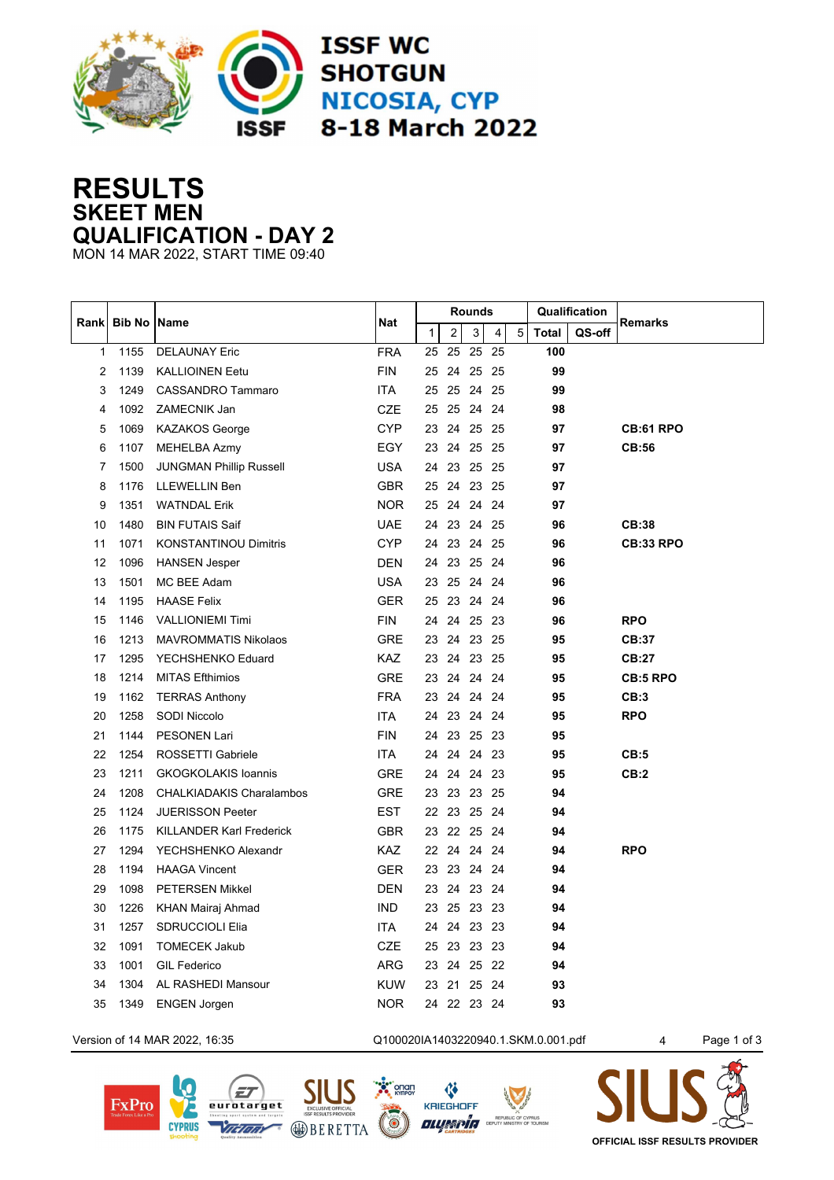ISSF WC
SHOTGUN
NICOSIA, CYP
8-18 March 2022

# RESULTS
## SKEET MEN
## QUALIFICATION - DAY 2
MON 14 MAR 2022, START TIME 09:40

| Rank | Bib No | Name | Nat | Rounds | | | | | Qualification | | Remarks |
|---|---|---|---|---|---|---|---|---|---|---|---|
| | | | | 1 | 2 | 3 | 4 | 5 | Total | QS-off | |
| 1 | 1155 | DELAUNAY Eric | FRA | 25 | 25 | 25 | 25 | | 100 | | |
| 2 | 1139 | KALLIOINEN Eetu | FIN | 25 | 24 | 25 | 25 | | 99 | | |
| 3 | 1249 | CASSANDRO Tammaro | ITA | 25 | 25 | 24 | 25 | | 99 | | |
| 4 | 1092 | ZAMECNIK Jan | CZE | 25 | 25 | 24 | 24 | | 98 | | |
| 5 | 1069 | KAZAKOS George | CYP | 23 | 24 | 25 | 25 | | 97 | | CB:61 RPO |
| 6 | 1107 | MEHELBA Azmy | EGY | 23 | 24 | 25 | 25 | | 97 | | CB:56 |
| 7 | 1500 | JUNGMAN Phillip Russell | USA | 24 | 23 | 25 | 25 | | 97 | | |
| 8 | 1176 | LLEWELLIN Ben | GBR | 25 | 24 | 23 | 25 | | 97 | | |
| 9 | 1351 | WATNDAL Erik | NOR | 25 | 24 | 24 | 24 | | 97 | | |
| 10 | 1480 | BIN FUTAIS Saif | UAE | 24 | 23 | 24 | 25 | | 96 | | CB:38 |
| 11 | 1071 | KONSTANTINOU Dimitris | CYP | 24 | 23 | 24 | 25 | | 96 | | CB:33 RPO |
| 12 | 1096 | HANSEN Jesper | DEN | 24 | 23 | 25 | 24 | | 96 | | |
| 13 | 1501 | MC BEE Adam | USA | 23 | 25 | 24 | 24 | | 96 | | |
| 14 | 1195 | HAASE Felix | GER | 25 | 23 | 24 | 24 | | 96 | | |
| 15 | 1146 | VALLIONIEMI Timi | FIN | 24 | 24 | 25 | 23 | | 96 | | RPO |
| 16 | 1213 | MAVROMMATIS Nikolaos | GRE | 23 | 24 | 23 | 25 | | 95 | | CB:37 |
| 17 | 1295 | YECHSHENKO Eduard | KAZ | 23 | 24 | 23 | 25 | | 95 | | CB:27 |
| 18 | 1214 | MITAS Efthimios | GRE | 23 | 24 | 24 | 24 | | 95 | | CB:5 RPO |
| 19 | 1162 | TERRAS Anthony | FRA | 23 | 24 | 24 | 24 | | 95 | | CB:3 |
| 20 | 1258 | SODI Niccolo | ITA | 24 | 23 | 24 | 24 | | 95 | | RPO |
| 21 | 1144 | PESONEN Lari | FIN | 24 | 23 | 25 | 23 | | 95 | | |
| 22 | 1254 | ROSSETTI Gabriele | ITA | 24 | 24 | 24 | 23 | | 95 | | CB:5 |
| 23 | 1211 | GKOGKOLAKIS Ioannis | GRE | 24 | 24 | 24 | 23 | | 95 | | CB:2 |
| 24 | 1208 | CHALKIADAKIS Charalambos | GRE | 23 | 23 | 23 | 25 | | 94 | | |
| 25 | 1124 | JUERISSON Peeter | EST | 22 | 23 | 25 | 24 | | 94 | | |
| 26 | 1175 | KILLANDER Karl Frederick | GBR | 23 | 22 | 25 | 24 | | 94 | | |
| 27 | 1294 | YECHSHENKO Alexandr | KAZ | 22 | 24 | 24 | 24 | | 94 | | RPO |
| 28 | 1194 | HAAGA Vincent | GER | 23 | 23 | 24 | 24 | | 94 | | |
| 29 | 1098 | PETERSEN Mikkel | DEN | 23 | 24 | 23 | 24 | | 94 | | |
| 30 | 1226 | KHAN Mairaj Ahmad | IND | 23 | 25 | 23 | 23 | | 94 | | |
| 31 | 1257 | SDRUCCIOLI Elia | ITA | 24 | 24 | 23 | 23 | | 94 | | |
| 32 | 1091 | TOMECEK Jakub | CZE | 25 | 23 | 23 | 23 | | 94 | | |
| 33 | 1001 | GIL Federico | ARG | 23 | 24 | 25 | 22 | | 94 | | |
| 34 | 1304 | AL RASHEDI Mansour | KUW | 23 | 21 | 25 | 24 | | 93 | | |
| 35 | 1349 | ENGEN Jorgen | NOR | 24 | 22 | 23 | 24 | | 93 | | |

Version of 14 MAR 2022, 16:35 Q100020IA1403220940.1.SKM.0.001.pdf 4

OFFICIAL ISSF RESULTS PROVIDER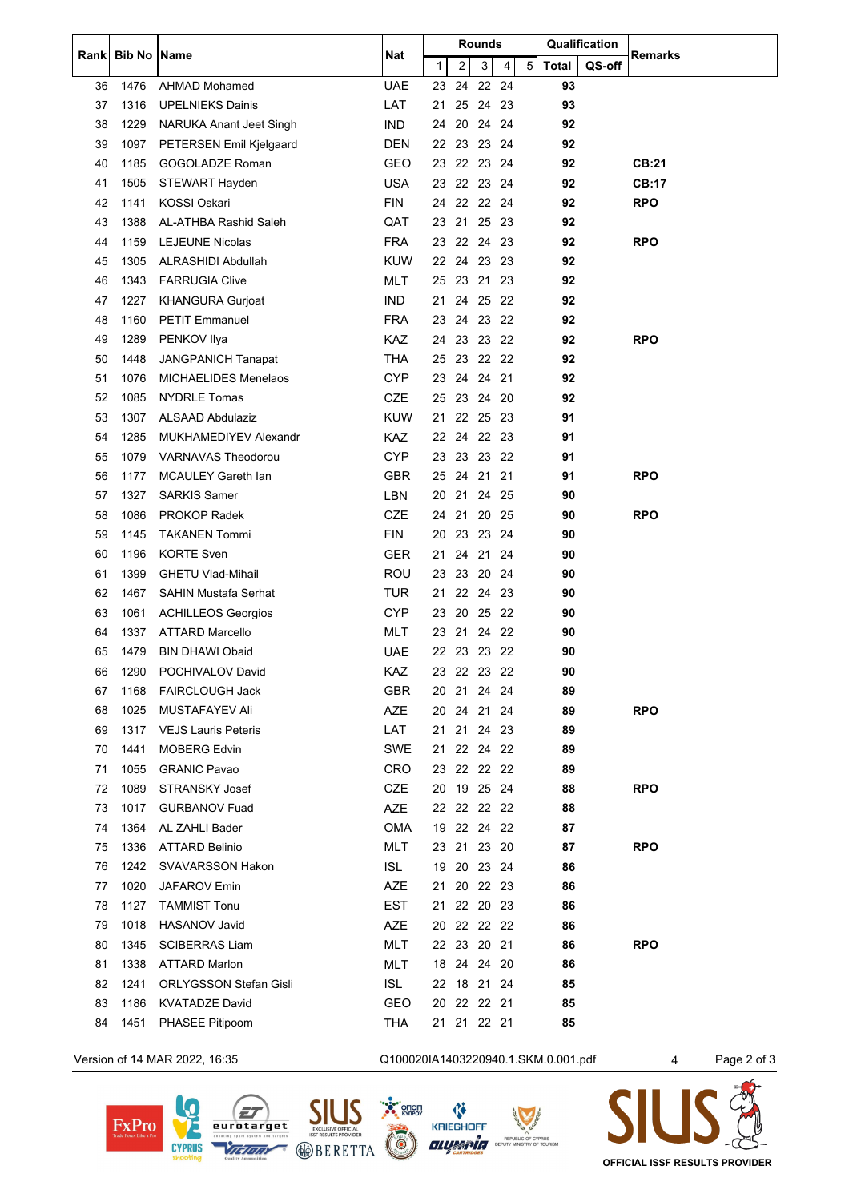| Rank | Bib No | Name | Nat | Rounds | | | | | Qualification | | Remarks |
|---|---|---|---|---|---|---|---|---|---|---|---|
| | | | | 1 | 2 | 3 | 4 | 5 | Total | QS-off | |
| 36 | 1476 | AHMAD Mohamed | UAE | 23 | 24 | 22 | 24 | | 93 | | |
| 37 | 1316 | UPELNIEKS Dainis | LAT | 21 | 25 | 24 | 23 | | 93 | | |
| 38 | 1229 | NARUKA Anant Jeet Singh | IND | 24 | 20 | 24 | 24 | | 92 | | |
| 39 | 1097 | PETERSEN Emil Kjelgaard | DEN | 22 | 23 | 23 | 24 | | 92 | | |
| 40 | 1185 | GOGOLADZE Roman | GEO | 23 | 22 | 23 | 24 | | 92 | | **CB:21** |
| 41 | 1505 | STEWART Hayden | USA | 23 | 22 | 23 | 24 | | 92 | | **CB:17** |
| 42 | 1141 | KOSSI Oskari | FIN | 24 | 22 | 22 | 24 | | 92 | | **RPO** |
| 43 | 1388 | AL-ATHBA Rashid Saleh | QAT | 23 | 21 | 25 | 23 | | 92 | | |
| 44 | 1159 | LEJEUNE Nicolas | FRA | 23 | 22 | 24 | 23 | | 92 | | **RPO** |
| 45 | 1305 | ALRASHIDI Abdullah | KUW | 22 | 24 | 23 | 23 | | 92 | | |
| 46 | 1343 | FARRUGIA Clive | MLT | 25 | 23 | 21 | 23 | | 92 | | |
| 47 | 1227 | KHANGURA Gurjoat | IND | 21 | 24 | 25 | 22 | | 92 | | |
| 48 | 1160 | PETIT Emmanuel | FRA | 23 | 24 | 23 | 22 | | 92 | | |
| 49 | 1289 | PENKOV Ilya | KAZ | 24 | 23 | 23 | 22 | | 92 | | **RPO** |
| 50 | 1448 | JANGPANICH Tanapat | THA | 25 | 23 | 22 | 22 | | 92 | | |
| 51 | 1076 | MICHAELIDES Menelaos | CYP | 23 | 24 | 24 | 21 | | 92 | | |
| 52 | 1085 | NYDRLE Tomas | CZE | 25 | 23 | 24 | 20 | | 92 | | |
| 53 | 1307 | ALSAAD Abdulaziz | KUW | 21 | 22 | 25 | 23 | | 91 | | |
| 54 | 1285 | MUKHAMEDIYEV Alexandr | KAZ | 22 | 24 | 22 | 23 | | 91 | | |
| 55 | 1079 | VARNAVAS Theodorou | CYP | 23 | 23 | 23 | 22 | | 91 | | |
| 56 | 1177 | MCAULEY Gareth Ian | GBR | 25 | 24 | 21 | 21 | | 91 | | **RPO** |
| 57 | 1327 | SARKIS Samer | LBN | 20 | 21 | 24 | 25 | | 90 | | |
| 58 | 1086 | PROKOP Radek | CZE | 24 | 21 | 20 | 25 | | 90 | | **RPO** |
| 59 | 1145 | TAKANEN Tommi | FIN | 20 | 23 | 23 | 24 | | 90 | | |
| 60 | 1196 | KORTE Sven | GER | 21 | 24 | 21 | 24 | | 90 | | |
| 61 | 1399 | GHETU Vlad-Mihail | ROU | 23 | 23 | 20 | 24 | | 90 | | |
| 62 | 1467 | SAHIN Mustafa Serhat | TUR | 21 | 22 | 24 | 23 | | 90 | | |
| 63 | 1061 | ACHILLEOS Georgios | CYP | 23 | 20 | 25 | 22 | | 90 | | |
| 64 | 1337 | ATTARD Marcello | MLT | 23 | 21 | 24 | 22 | | 90 | | |
| 65 | 1479 | BIN DHAWI Obaid | UAE | 22 | 23 | 23 | 22 | | 90 | | |
| 66 | 1290 | POCHIVALOV David | KAZ | 23 | 22 | 23 | 22 | | 90 | | |
| 67 | 1168 | FAIRCLOUGH Jack | GBR | 20 | 21 | 24 | 24 | | 89 | | |
| 68 | 1025 | MUSTAFAYEV Ali | AZE | 20 | 24 | 21 | 24 | | 89 | | **RPO** |
| 69 | 1317 | VEJS Lauris Peteris | LAT | 21 | 21 | 24 | 23 | | 89 | | |
| 70 | 1441 | MOBERG Edvin | SWE | 21 | 22 | 24 | 22 | | 89 | | |
| 71 | 1055 | GRANIC Pavao | CRO | 23 | 22 | 22 | 22 | | 89 | | |
| 72 | 1089 | STRANSKY Josef | CZE | 20 | 19 | 25 | 24 | | 88 | | **RPO** |
| 73 | 1017 | GURBANOV Fuad | AZE | 22 | 22 | 22 | 22 | | 88 | | |
| 74 | 1364 | AL ZAHLI Bader | OMA | 19 | 22 | 24 | 22 | | 87 | | |
| 75 | 1336 | ATTARD Belinio | MLT | 23 | 21 | 23 | 20 | | 87 | | **RPO** |
| 76 | 1242 | SVAVARSSON Hakon | ISL | 19 | 20 | 23 | 24 | | 86 | | |
| 77 | 1020 | JAFAROV Emin | AZE | 21 | 20 | 22 | 23 | | 86 | | |
| 78 | 1127 | TAMMIST Tonu | EST | 21 | 22 | 20 | 23 | | 86 | | |
| 79 | 1018 | HASANOV Javid | AZE | 20 | 22 | 22 | 22 | | 86 | | |
| 80 | 1345 | SCIBERRAS Liam | MLT | 22 | 23 | 20 | 21 | | 86 | | **RPO** |
| 81 | 1338 | ATTARD Marlon | MLT | 18 | 24 | 24 | 20 | | 86 | | |
| 82 | 1241 | ORLYGSSON Stefan Gisli | ISL | 22 | 18 | 21 | 24 | | 85 | | |
| 83 | 1186 | KVATADZE David | GEO | 20 | 22 | 22 | 21 | | 85 | | |
| 84 | 1451 | PHASEE Pitipoom | THA | 21 | 21 | 22 | 21 | | 85 | | |

Version of 14 MAR 2022, 16:35 Q100020IA1403220940.1.SKM.0.001.pdf 4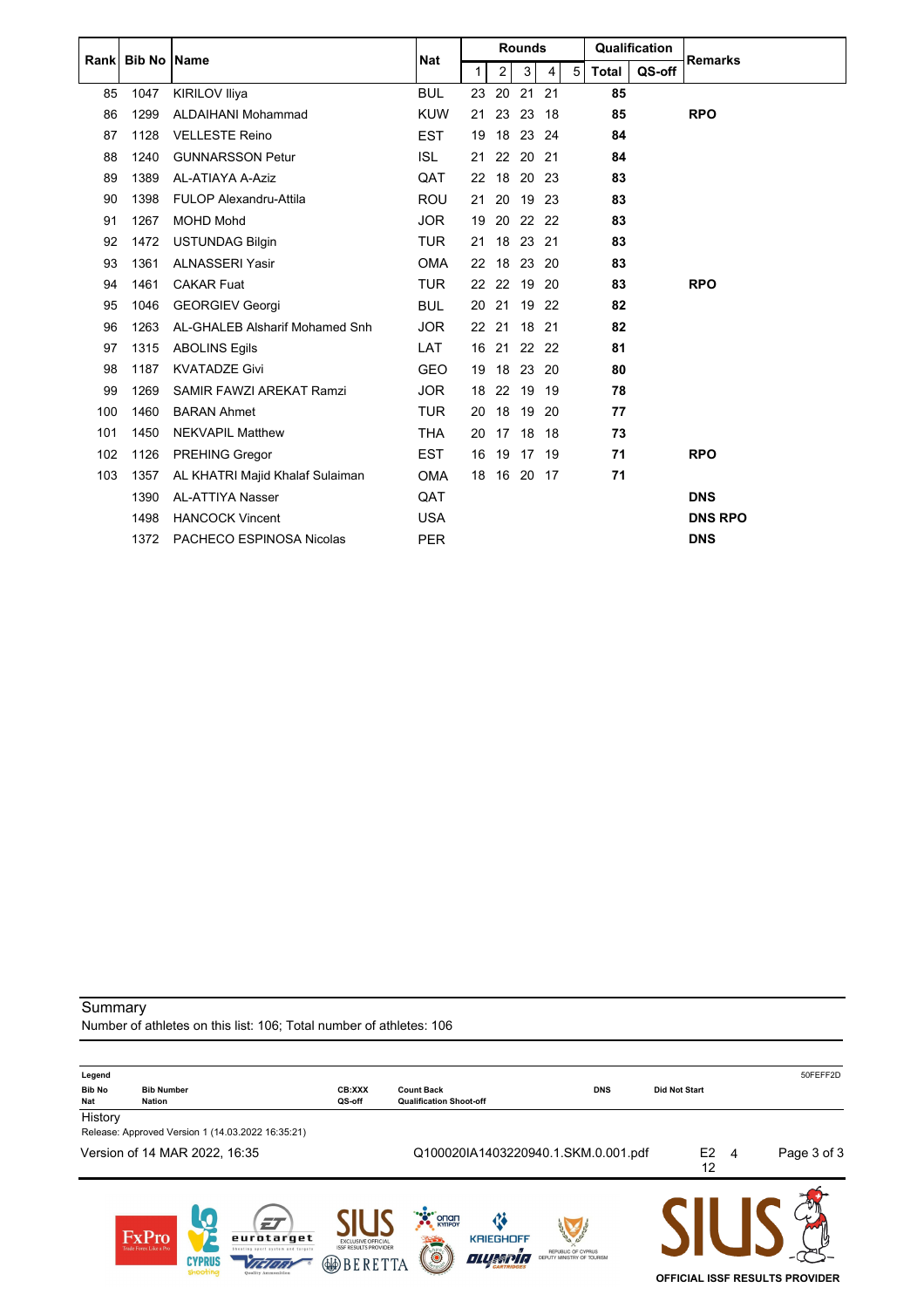| Rank | Bib No | Name | Nat | Rounds | | | | | Qualification | | Remarks |
|---|---|---|---|---|---|---|---|---|---|---|---|
| | | | | 1 | 2 | 3 | 4 | 5 | Total | QS-off | |
| 85 | 1047 | KIRILOV Iliya | BUL | 23 | 20 | 21 | 21 | | **85** | | |
| 86 | 1299 | ALDAIHANI Mohammad | KUW | 21 | 23 | 23 | 18 | | **85** | | **RPO** |
| 87 | 1128 | VELLESTE Reino | EST | 19 | 18 | 23 | 24 | | **84** | | |
| 88 | 1240 | GUNNARSSON Petur | ISL | 21 | 22 | 20 | 21 | | **84** | | |
| 89 | 1389 | AL-ATIAYA A-Aziz | QAT | 22 | 18 | 20 | 23 | | **83** | | |
| 90 | 1398 | FULOP Alexandru-Attila | ROU | 21 | 20 | 19 | 23 | | **83** | | |
| 91 | 1267 | MOHD Mohd | JOR | 19 | 20 | 22 | 22 | | **83** | | |
| 92 | 1472 | USTUNDAG Bilgin | TUR | 21 | 18 | 23 | 21 | | **83** | | |
| 93 | 1361 | ALNASSERI Yasir | OMA | 22 | 18 | 23 | 20 | | **83** | | |
| 94 | 1461 | CAKAR Fuat | TUR | 22 | 22 | 19 | 20 | | **83** | | **RPO** |
| 95 | 1046 | GEORGIEV Georgi | BUL | 20 | 21 | 19 | 22 | | **82** | | |
| 96 | 1263 | AL-GHALEB Alsharif Mohamed Snh | JOR | 22 | 21 | 18 | 21 | | **82** | | |
| 97 | 1315 | ABOLINS Egils | LAT | 16 | 21 | 22 | 22 | | **81** | | |
| 98 | 1187 | KVATADZE Givi | GEO | 19 | 18 | 23 | 20 | | **80** | | |
| 99 | 1269 | SAMIR FAWZI AREKAT Ramzi | JOR | 18 | 22 | 19 | 19 | | **78** | | |
| 100 | 1460 | BARAN Ahmet | TUR | 20 | 18 | 19 | 20 | | **77** | | |
| 101 | 1450 | NEKVAPIL Matthew | THA | 20 | 17 | 18 | 18 | | **73** | | |
| 102 | 1126 | PREHING Gregor | EST | 16 | 19 | 17 | 19 | | **71** | | **RPO** |
| 103 | 1357 | AL KHATRI Majid Khalaf Sulaiman | OMA | 18 | 16 | 20 | 17 | | **71** | | |
| | 1390 | AL-ATTIYA Nasser | QAT | | | | | | | | **DNS** |
| | 1498 | HANCOCK Vincent | USA | | | | | | | | **DNS RPO** |
| | 1372 | PACHECO ESPINOSA Nicolas | PER | | | | | | | | **DNS** |

## Summary

Number of athletes on this list: 106; Total number of athletes: 106

**Legend**

| | | | | | |
|---|---|---|---|---|---|
| **Bib No** | **Bib Number** | **CB:XXX** | **Count Back** | **DNS** | **Did Not Start** |
| **Nat** | **Nation** | **QS-off** | **Qualification Shoot-off** | | |

50FEFF2D

History

Release: Approved Version 1 (14.03.2022 16:35:21)

Version of 14 MAR 2022, 16:35 Q100020IA1403220940.1.SKM.0.001.pdf E2 12 4

OFFICIAL ISSF RESULTS PROVIDER